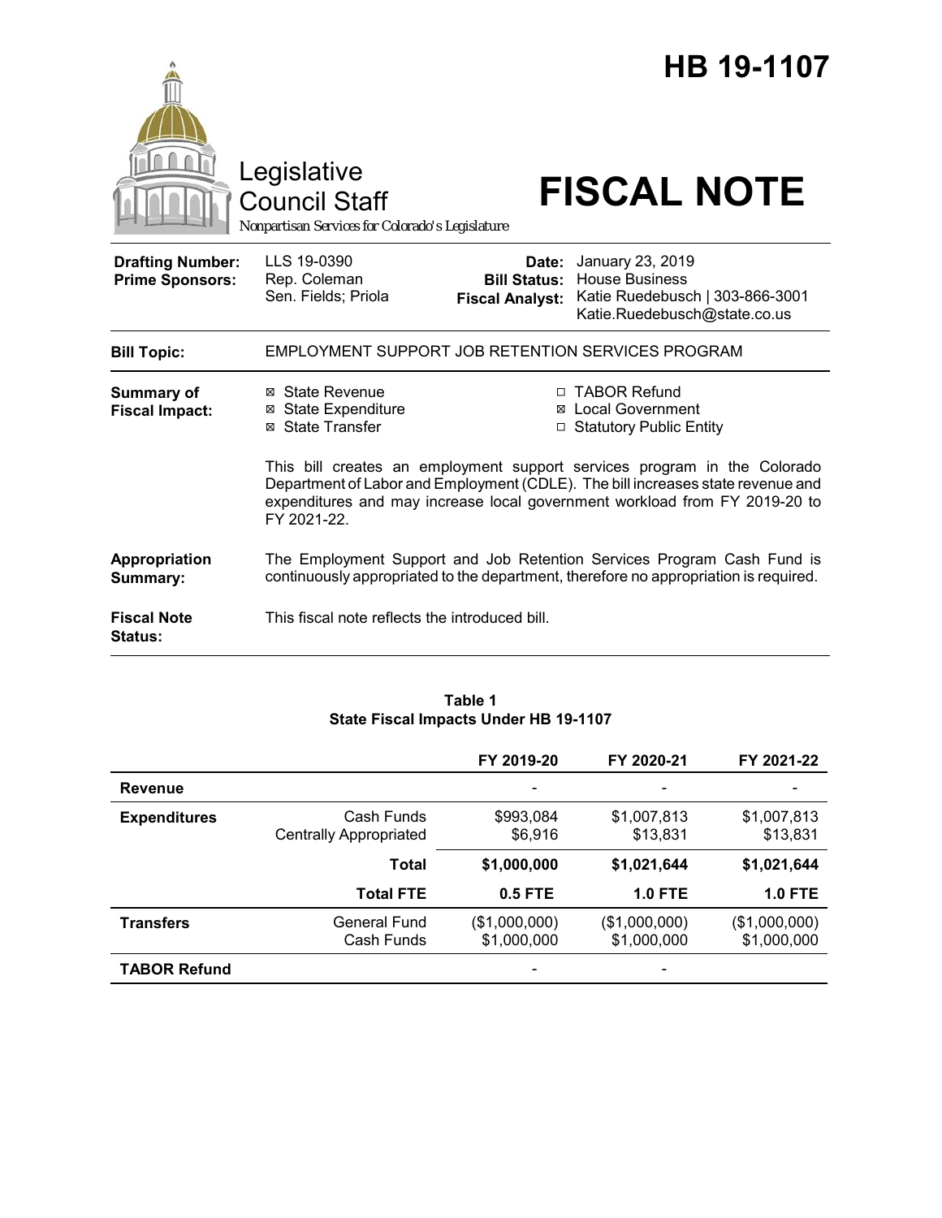# HB 19-1107

Legislative Council Staff

*Nonpartisan Services for Colorado's Legislature*

# FISCAL NOTE

| | | | |
|---|---|---|---|
| **Drafting Number:** | LLS 19-0390 | **Date:** | January 23, 2019 |
| **Prime Sponsors:** | Rep. Coleman<br>Sen. Fields; Priola | **Bill Status:** | House Business |
| | | **Fiscal Analyst:** | Katie Ruedebusch \| 303-866-3001<br>Katie.Ruedebusch@state.co.us |

| | |
|---|---|
| **Bill Topic:** | EMPLOYMENT SUPPORT JOB RETENTION SERVICES PROGRAM |
| **Summary of Fiscal Impact:** | ☒ State Revenue<br>☒ State Expenditure<br>☒ State Transfer<br>☐ TABOR Refund<br>☒ Local Government<br>☐ Statutory Public Entity<br><br>This bill creates an employment support services program in the Colorado Department of Labor and Employment (CDLE). The bill increases state revenue and expenditures and may increase local government workload from FY 2019-20 to FY 2021-22. |
| **Appropriation Summary:** | The Employment Support and Job Retention Services Program Cash Fund is continuously appropriated to the department, therefore no appropriation is required. |
| **Fiscal Note Status:** | This fiscal note reflects the introduced bill. |

**Table 1**
**State Fiscal Impacts Under HB 19-1107**

| | | FY 2019-20 | FY 2020-21 | FY 2021-22 |
|---|---|---|---|---|
| **Revenue** | | - | - | - |
| **Expenditures** | Cash Funds | $993,084 | $1,007,813 | $1,007,813 |
| | Centrally Appropriated | $6,916 | $13,831 | $13,831 |
| | **Total** | **$1,000,000** | **$1,021,644** | **$1,021,644** |
| | **Total FTE** | **0.5 FTE** | **1.0 FTE** | **1.0 FTE** |
| **Transfers** | General Fund | ($1,000,000) | ($1,000,000) | ($1,000,000) |
| | Cash Funds | $1,000,000 | $1,000,000 | $1,000,000 |
| **TABOR Refund** | | - | - | |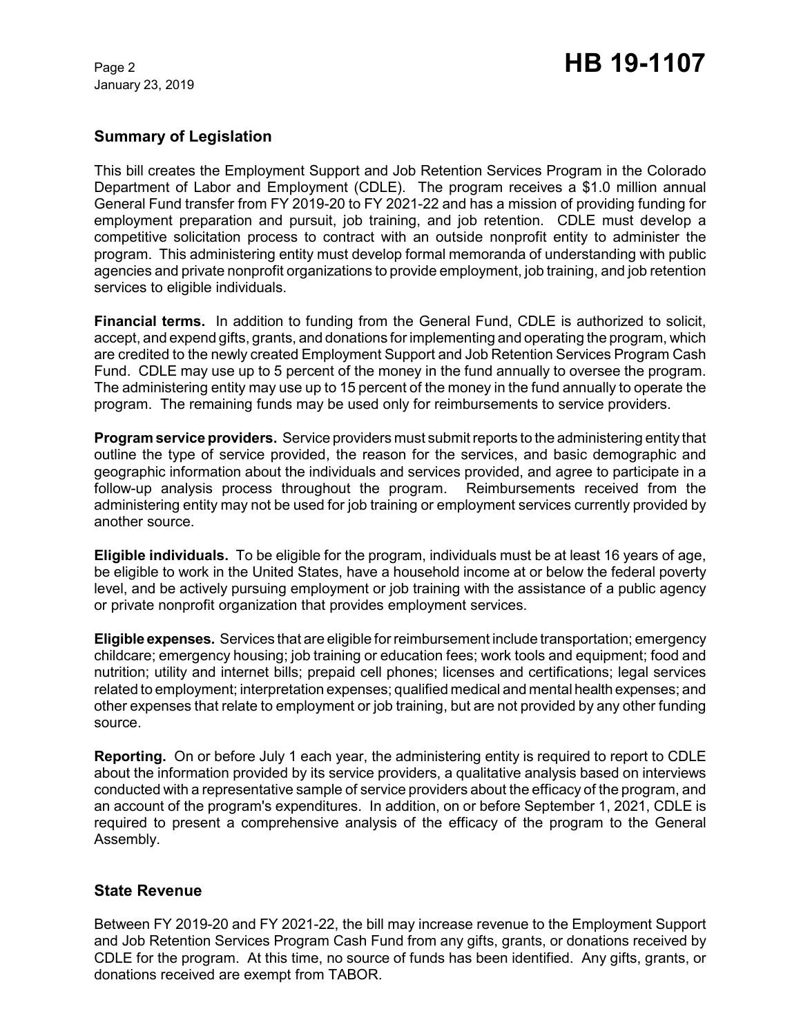## Summary of Legislation

This bill creates the Employment Support and Job Retention Services Program in the Colorado Department of Labor and Employment (CDLE). The program receives a $1.0 million annual General Fund transfer from FY 2019-20 to FY 2021-22 and has a mission of providing funding for employment preparation and pursuit, job training, and job retention. CDLE must develop a competitive solicitation process to contract with an outside nonprofit entity to administer the program. This administering entity must develop formal memoranda of understanding with public agencies and private nonprofit organizations to provide employment, job training, and job retention services to eligible individuals.

**Financial terms.** In addition to funding from the General Fund, CDLE is authorized to solicit, accept, and expend gifts, grants, and donations for implementing and operating the program, which are credited to the newly created Employment Support and Job Retention Services Program Cash Fund. CDLE may use up to 5 percent of the money in the fund annually to oversee the program. The administering entity may use up to 15 percent of the money in the fund annually to operate the program. The remaining funds may be used only for reimbursements to service providers.

**Program service providers.** Service providers must submit reports to the administering entity that outline the type of service provided, the reason for the services, and basic demographic and geographic information about the individuals and services provided, and agree to participate in a follow-up analysis process throughout the program. Reimbursements received from the administering entity may not be used for job training or employment services currently provided by another source.

**Eligible individuals.** To be eligible for the program, individuals must be at least 16 years of age, be eligible to work in the United States, have a household income at or below the federal poverty level, and be actively pursuing employment or job training with the assistance of a public agency or private nonprofit organization that provides employment services.

**Eligible expenses.** Services that are eligible for reimbursement include transportation; emergency childcare; emergency housing; job training or education fees; work tools and equipment; food and nutrition; utility and internet bills; prepaid cell phones; licenses and certifications; legal services related to employment; interpretation expenses; qualified medical and mental health expenses; and other expenses that relate to employment or job training, but are not provided by any other funding source.

**Reporting.** On or before July 1 each year, the administering entity is required to report to CDLE about the information provided by its service providers, a qualitative analysis based on interviews conducted with a representative sample of service providers about the efficacy of the program, and an account of the program's expenditures. In addition, on or before September 1, 2021, CDLE is required to present a comprehensive analysis of the efficacy of the program to the General Assembly.

## State Revenue

Between FY 2019-20 and FY 2021-22, the bill may increase revenue to the Employment Support and Job Retention Services Program Cash Fund from any gifts, grants, or donations received by CDLE for the program. At this time, no source of funds has been identified. Any gifts, grants, or donations received are exempt from TABOR.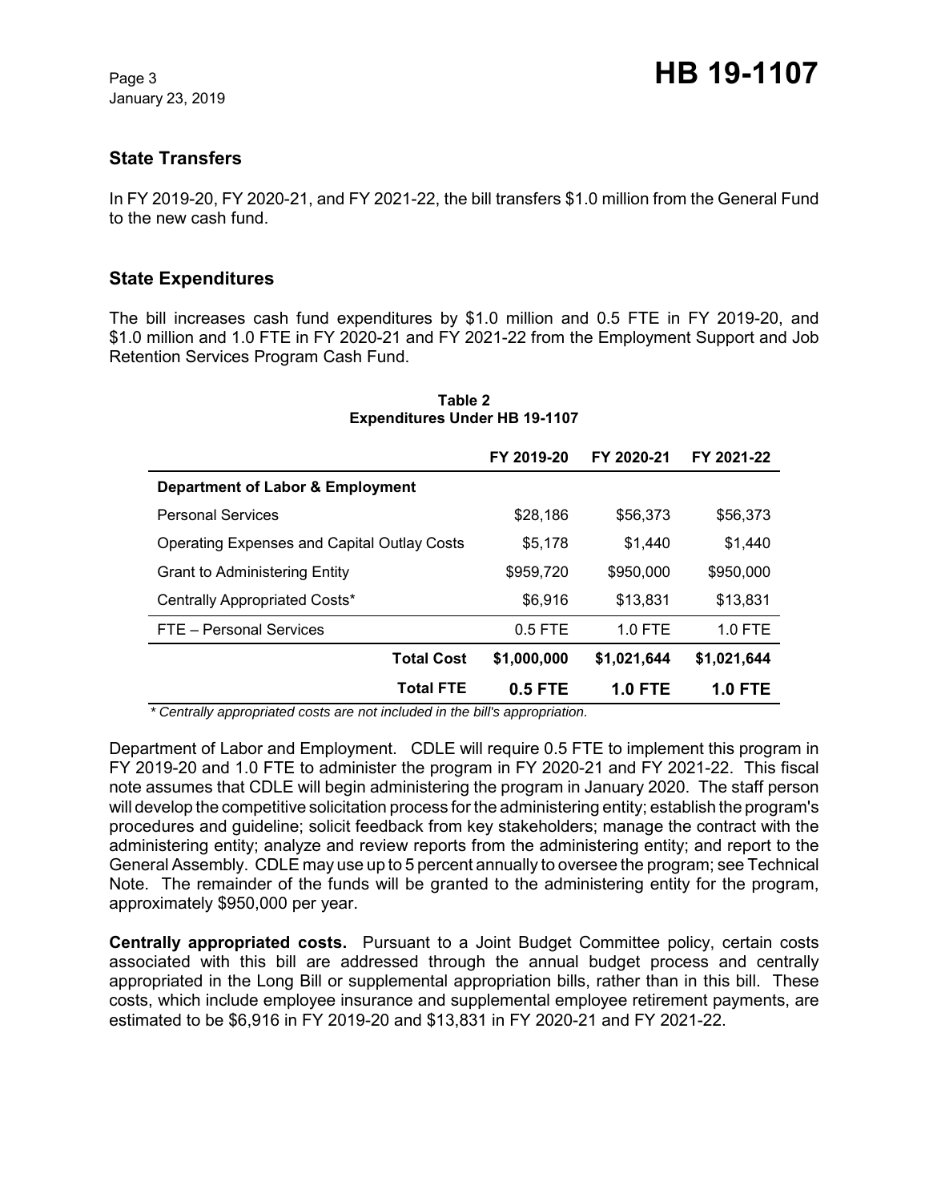## State Transfers

In FY 2019-20, FY 2020-21, and FY 2021-22, the bill transfers $1.0 million from the General Fund to the new cash fund.

## State Expenditures

The bill increases cash fund expenditures by $1.0 million and 0.5 FTE in FY 2019-20, and $1.0 million and 1.0 FTE in FY 2020-21 and FY 2021-22 from the Employment Support and Job Retention Services Program Cash Fund.

**Table 2**
**Expenditures Under HB 19-1107**

| | FY 2019-20 | FY 2020-21 | FY 2021-22 |
|---|---|---|---|
| **Department of Labor & Employment** | | | |
| Personal Services | $28,186 | $56,373 | $56,373 |
| Operating Expenses and Capital Outlay Costs | $5,178 | $1,440 | $1,440 |
| Grant to Administering Entity | $959,720 | $950,000 | $950,000 |
| Centrally Appropriated Costs* | $6,916 | $13,831 | $13,831 |
| FTE – Personal Services | 0.5 FTE | 1.0 FTE | 1.0 FTE |
| **Total Cost** | **$1,000,000** | **$1,021,644** | **$1,021,644** |
| **Total FTE** | **0.5 FTE** | **1.0 FTE** | **1.0 FTE** |

*\* Centrally appropriated costs are not included in the bill's appropriation.*

Department of Labor and Employment. CDLE will require 0.5 FTE to implement this program in FY 2019-20 and 1.0 FTE to administer the program in FY 2020-21 and FY 2021-22. This fiscal note assumes that CDLE will begin administering the program in January 2020. The staff person will develop the competitive solicitation process for the administering entity; establish the program's procedures and guideline; solicit feedback from key stakeholders; manage the contract with the administering entity; analyze and review reports from the administering entity; and report to the General Assembly. CDLE may use up to 5 percent annually to oversee the program; see Technical Note. The remainder of the funds will be granted to the administering entity for the program, approximately $950,000 per year.

**Centrally appropriated costs.** Pursuant to a Joint Budget Committee policy, certain costs associated with this bill are addressed through the annual budget process and centrally appropriated in the Long Bill or supplemental appropriation bills, rather than in this bill. These costs, which include employee insurance and supplemental employee retirement payments, are estimated to be $6,916 in FY 2019-20 and $13,831 in FY 2020-21 and FY 2021-22.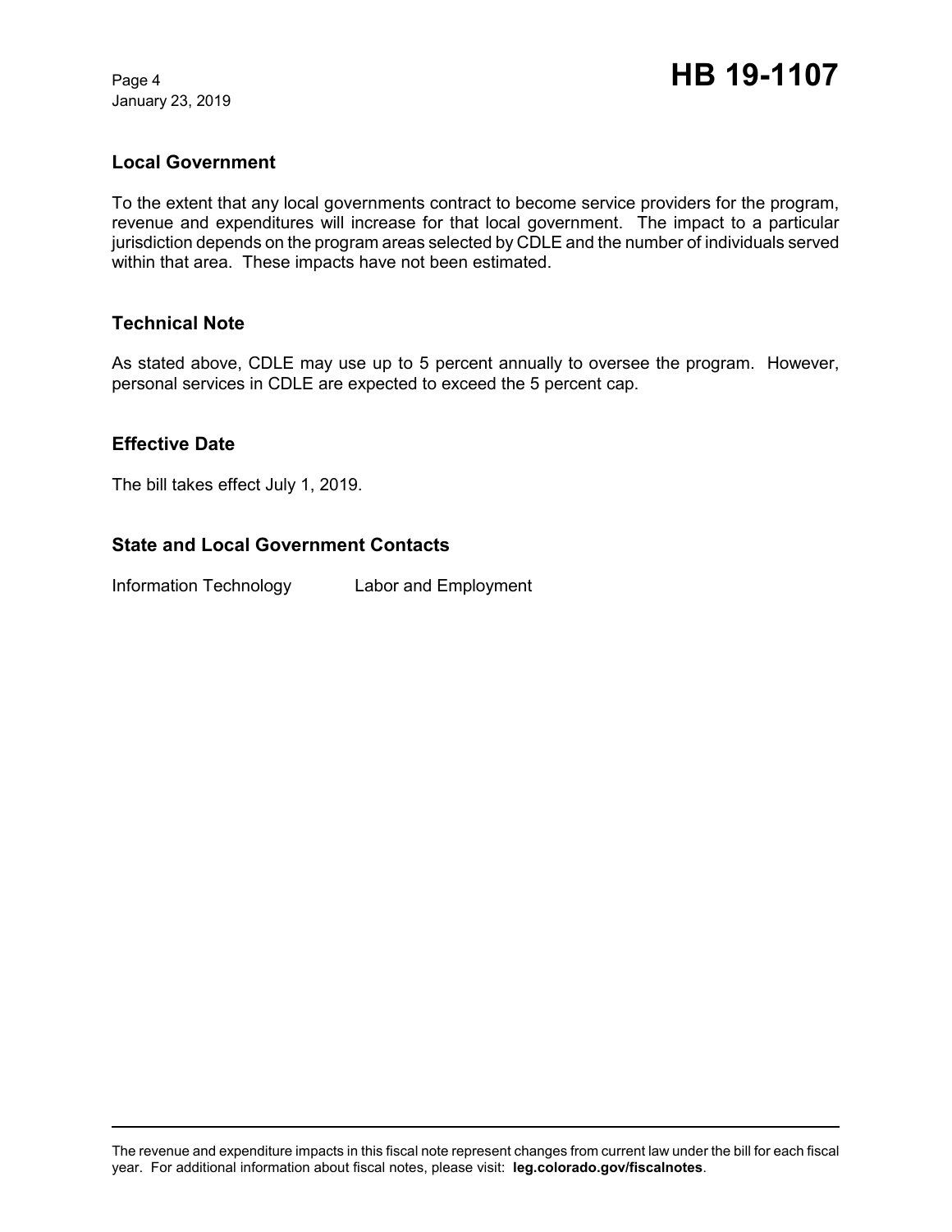## Local Government

To the extent that any local governments contract to become service providers for the program, revenue and expenditures will increase for that local government. The impact to a particular jurisdiction depends on the program areas selected by CDLE and the number of individuals served within that area. These impacts have not been estimated.

## Technical Note

As stated above, CDLE may use up to 5 percent annually to oversee the program. However, personal services in CDLE are expected to exceed the 5 percent cap.

## Effective Date

The bill takes effect July 1, 2019.

## State and Local Government Contacts

Information Technology        Labor and Employment

The revenue and expenditure impacts in this fiscal note represent changes from current law under the bill for each fiscal year. For additional information about fiscal notes, please visit: **leg.colorado.gov/fiscalnotes**.